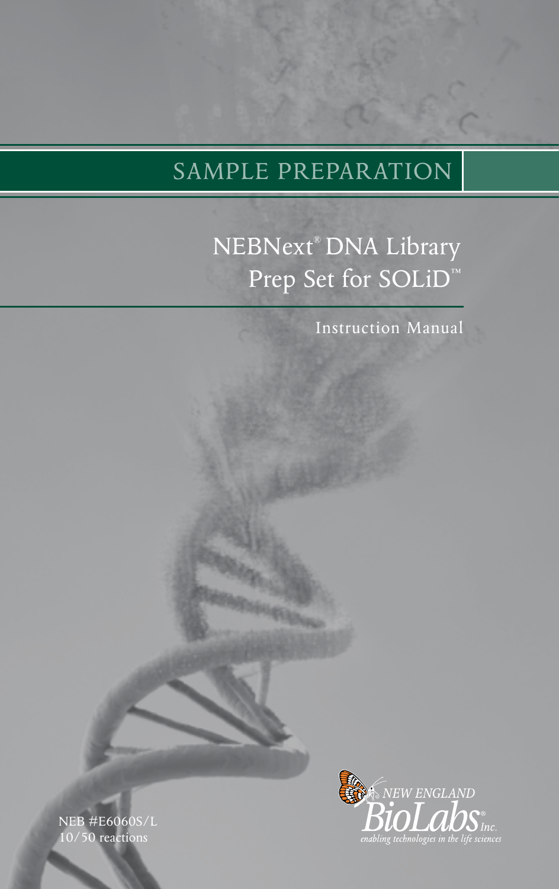# SAMPLE PREPARATION

## NEBNext® DNA Library Prep Set for SOLiD™

Instruction Manual

NEB #E6060S/L
10/50 reactions

NEW ENGLAND BioLabs® Inc.
*enabling technologies in the life sciences*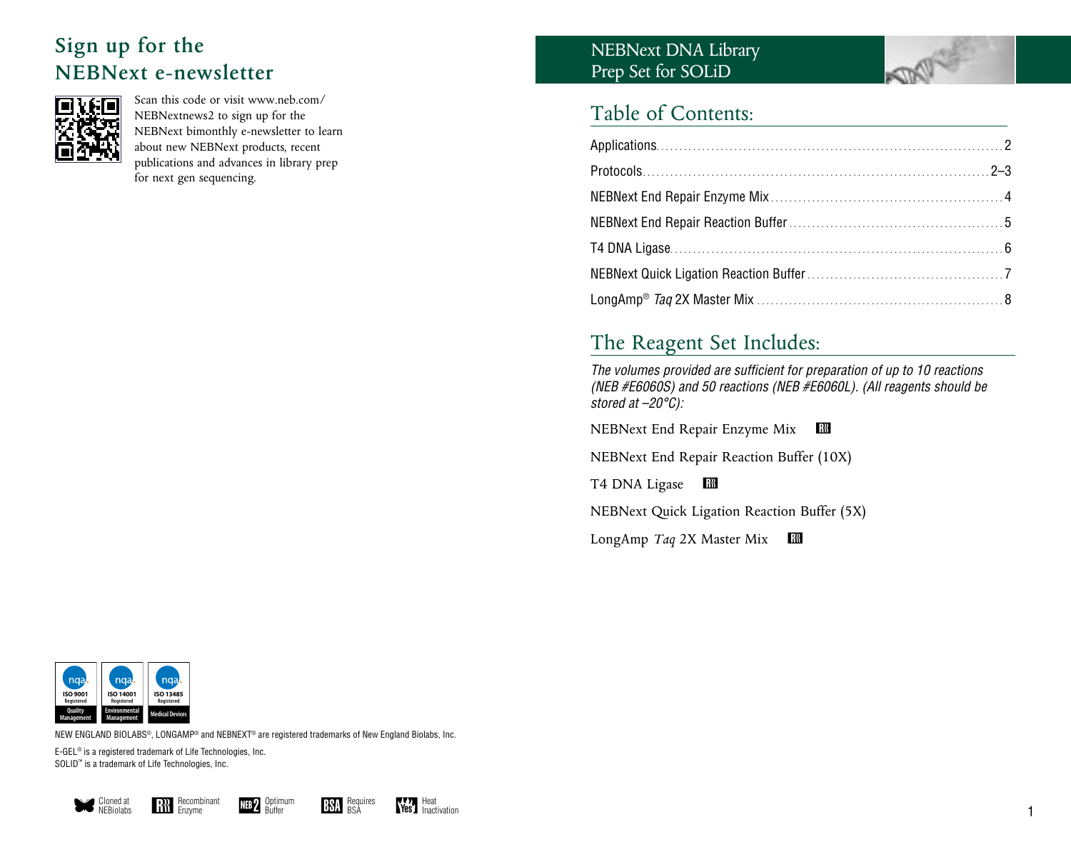## Sign up for the NEBNext e-newsletter

Scan this code or visit www.neb.com/NEBNextnews2 to sign up for the NEBNext bimonthly e-newsletter to learn about new NEBNext products, recent publications and advances in library prep for next gen sequencing.

ISO 9001 Registered Quality Management | ISO 14001 Registered Environmental Management | ISO 13485 Registered Medical Devices

NEW ENGLAND BIOLABS®, LONGAMP® and NEBNEXT® are registered trademarks of New England Biolabs, Inc.

E-GEL® is a registered trademark of Life Technologies, Inc.
SOLiD™ is a trademark of Life Technologies, Inc.

Cloned at NEBiolabs | Recombinant Enzyme | Optimum Buffer | Requires BSA | Heat Inactivation

# NEBNext DNA Library Prep Set for SOLiD

## Table of Contents:

| | |
|---|---|
| Applications | 2 |
| Protocols | 2–3 |
| NEBNext End Repair Enzyme Mix | 4 |
| NEBNext End Repair Reaction Buffer | 5 |
| T4 DNA Ligase | 6 |
| NEBNext Quick Ligation Reaction Buffer | 7 |
| LongAmp® *Taq* 2X Master Mix | 8 |

## The Reagent Set Includes:

*The volumes provided are sufficient for preparation of up to 10 reactions (NEB #E6060S) and 50 reactions (NEB #E6060L). (All reagents should be stored at –20°C):*

NEBNext End Repair Enzyme Mix (Recombinant Enzyme)

NEBNext End Repair Reaction Buffer (10X)

T4 DNA Ligase (Recombinant Enzyme)

NEBNext Quick Ligation Reaction Buffer (5X)

LongAmp *Taq* 2X Master Mix (Recombinant Enzyme)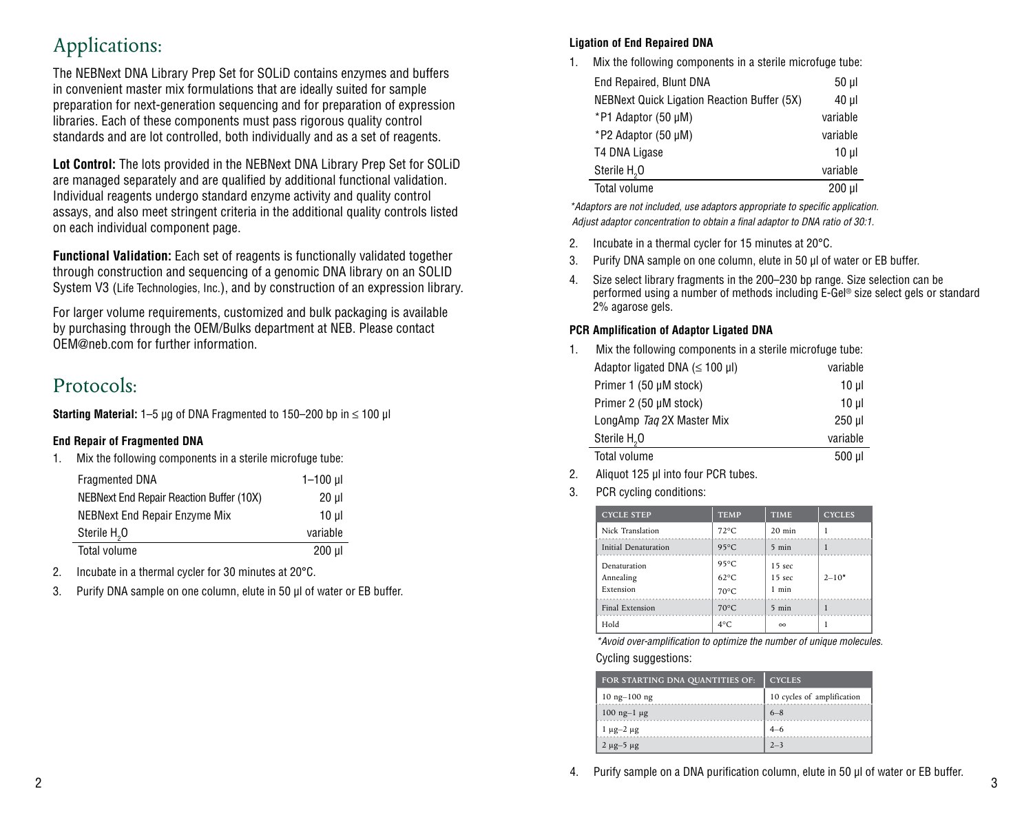## Applications:

The NEBNext DNA Library Prep Set for SOLiD contains enzymes and buffers in convenient master mix formulations that are ideally suited for sample preparation for next-generation sequencing and for preparation of expression libraries. Each of these components must pass rigorous quality control standards and are lot controlled, both individually and as a set of reagents.

**Lot Control:** The lots provided in the NEBNext DNA Library Prep Set for SOLiD are managed separately and are qualified by additional functional validation. Individual reagents undergo standard enzyme activity and quality control assays, and also meet stringent criteria in the additional quality controls listed on each individual component page.

**Functional Validation:** Each set of reagents is functionally validated together through construction and sequencing of a genomic DNA library on an SOLID System V3 (Life Technologies, Inc.), and by construction of an expression library.

For larger volume requirements, customized and bulk packaging is available by purchasing through the OEM/Bulks department at NEB. Please contact OEM@neb.com for further information.

## Protocols:

**Starting Material:** 1–5 µg of DNA Fragmented to 150–200 bp in ≤ 100 µl

### End Repair of Fragmented DNA

1. Mix the following components in a sterile microfuge tube:

| Component | Volume |
|---|---|
| Fragmented DNA | 1–100 µl |
| NEBNext End Repair Reaction Buffer (10X) | 20 µl |
| NEBNext End Repair Enzyme Mix | 10 µl |
| Sterile $H_2O$ | variable |
| Total volume | 200 µl |

2. Incubate in a thermal cycler for 30 minutes at 20°C.
3. Purify DNA sample on one column, elute in 50 µl of water or EB buffer.

### Ligation of End Repaired DNA

1. Mix the following components in a sterile microfuge tube:

| Component | Volume |
|---|---|
| End Repaired, Blunt DNA | 50 µl |
| NEBNext Quick Ligation Reaction Buffer (5X) | 40 µl |
| *P1 Adaptor (50 µM) | variable |
| *P2 Adaptor (50 µM) | variable |
| T4 DNA Ligase | 10 µl |
| Sterile $H_2O$ | variable |
| Total volume | 200 µl |

*\*Adaptors are not included, use adaptors appropriate to specific application. Adjust adaptor concentration to obtain a final adaptor to DNA ratio of 30:1.*

2. Incubate in a thermal cycler for 15 minutes at 20°C.
3. Purify DNA sample on one column, elute in 50 µl of water or EB buffer.
4. Size select library fragments in the 200–230 bp range. Size selection can be performed using a number of methods including E-Gel® size select gels or standard 2% agarose gels.

### PCR Amplification of Adaptor Ligated DNA

1. Mix the following components in a sterile microfuge tube:

| Component | Volume |
|---|---|
| Adaptor ligated DNA (≤ 100 µl) | variable |
| Primer 1 (50 µM stock) | 10 µl |
| Primer 2 (50 µM stock) | 10 µl |
| LongAmp *Taq* 2X Master Mix | 250 µl |
| Sterile $H_2O$ | variable |
| Total volume | 500 µl |

2. Aliquot 125 µl into four PCR tubes.
3. PCR cycling conditions:

| CYCLE STEP | TEMP | TIME | CYCLES |
|---|---|---|---|
| Nick Translation | 72°C | 20 min | 1 |
| Initial Denaturation | 95°C | 5 min | 1 |
| Denaturation<br>Annealing<br>Extension | 95°C<br>62°C<br>70°C | 15 sec<br>15 sec<br>1 min | 2–10* |
| Final Extension | 70°C | 5 min | 1 |
| Hold | 4°C | ∞ | 1 |

*\*Avoid over-amplification to optimize the number of unique molecules.*

Cycling suggestions:

| FOR STARTING DNA QUANTITIES OF: | CYCLES |
|---|---|
| 10 ng–100 ng | 10 cycles of amplification |
| 100 ng–1 µg | 6–8 |
| 1 µg–2 µg | 4–6 |
| 2 µg–5 µg | 2–3 |

4. Purify sample on a DNA purification column, elute in 50 µl of water or EB buffer.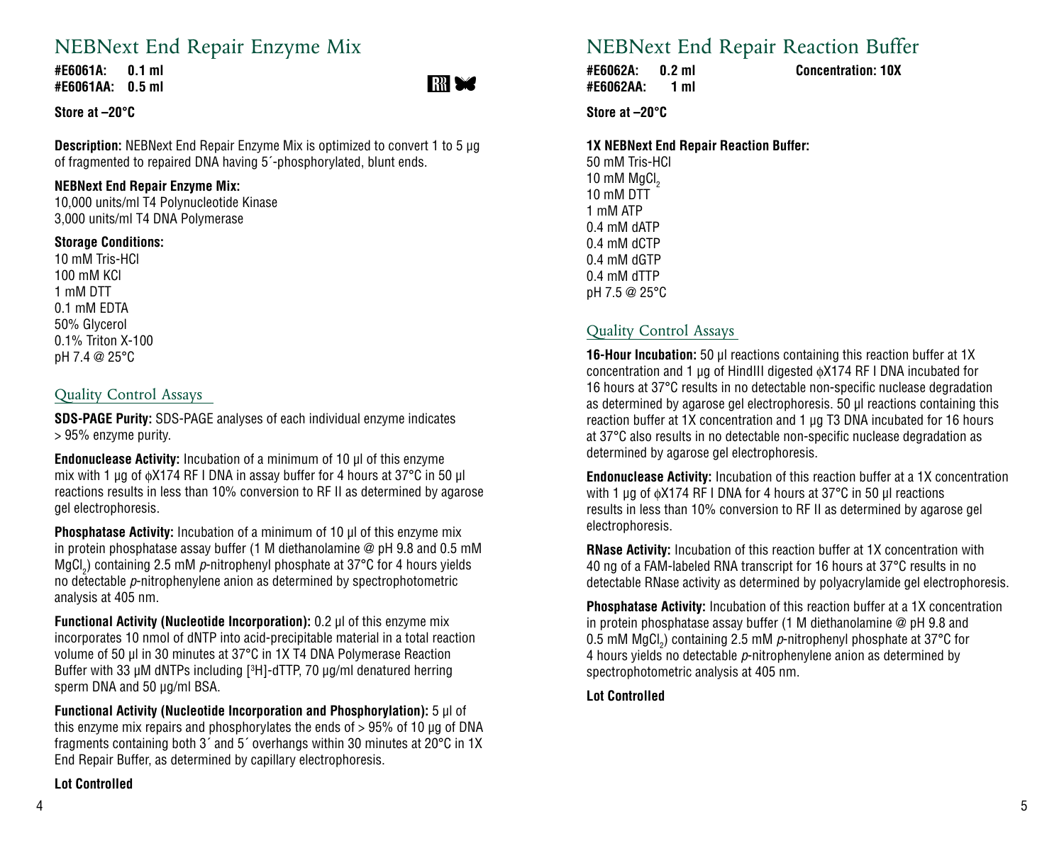# NEBNext End Repair Enzyme Mix

**#E6061A: 0.1 ml**
**#E6061AA: 0.5 ml**

**Store at –20°C**

**Description:** NEBNext End Repair Enzyme Mix is optimized to convert 1 to 5 µg of fragmented to repaired DNA having 5´-phosphorylated, blunt ends.

**NEBNext End Repair Enzyme Mix:**
10,000 units/ml T4 Polynucleotide Kinase
3,000 units/ml T4 DNA Polymerase

**Storage Conditions:**
10 mM Tris-HCl
100 mM KCl
1 mM DTT
0.1 mM EDTA
50% Glycerol
0.1% Triton X-100
pH 7.4 @ 25°C

## Quality Control Assays

**SDS-PAGE Purity:** SDS-PAGE analyses of each individual enzyme indicates > 95% enzyme purity.

**Endonuclease Activity:** Incubation of a minimum of 10 µl of this enzyme mix with 1 µg of ϕX174 RF I DNA in assay buffer for 4 hours at 37°C in 50 µl reactions results in less than 10% conversion to RF II as determined by agarose gel electrophoresis.

**Phosphatase Activity:** Incubation of a minimum of 10 µl of this enzyme mix in protein phosphatase assay buffer (1 M diethanolamine @ pH 9.8 and 0.5 mM $MgCl_2$) containing 2.5 mM *p*-nitrophenyl phosphate at 37°C for 4 hours yields no detectable *p*-nitrophenylene anion as determined by spectrophotometric analysis at 405 nm.

**Functional Activity (Nucleotide Incorporation):** 0.2 µl of this enzyme mix incorporates 10 nmol of dNTP into acid-precipitable material in a total reaction volume of 50 µl in 30 minutes at 37°C in 1X T4 DNA Polymerase Reaction Buffer with 33 µM dNTPs including [$^3$H]-dTTP, 70 µg/ml denatured herring sperm DNA and 50 µg/ml BSA.

**Functional Activity (Nucleotide Incorporation and Phosphorylation):** 5 µl of this enzyme mix repairs and phosphorylates the ends of > 95% of 10 µg of DNA fragments containing both 3´ and 5´ overhangs within 30 minutes at 20°C in 1X End Repair Buffer, as determined by capillary electrophoresis.

**Lot Controlled**

# NEBNext End Repair Reaction Buffer

**#E6062A: 0.2 ml**
**#E6062AA: 1 ml**

**Concentration: 10X**

**Store at –20°C**

**1X NEBNext End Repair Reaction Buffer:**
50 mM Tris-HCl
10 mM $MgCl_2$
10 mM DTT
1 mM ATP
0.4 mM dATP
0.4 mM dCTP
0.4 mM dGTP
0.4 mM dTTP
pH 7.5 @ 25°C

## Quality Control Assays

**16-Hour Incubation:** 50 µl reactions containing this reaction buffer at 1X concentration and 1 µg of HindIII digested ϕX174 RF I DNA incubated for 16 hours at 37°C results in no detectable non-specific nuclease degradation as determined by agarose gel electrophoresis. 50 µl reactions containing this reaction buffer at 1X concentration and 1 µg T3 DNA incubated for 16 hours at 37°C also results in no detectable non-specific nuclease degradation as determined by agarose gel electrophoresis.

**Endonuclease Activity:** Incubation of this reaction buffer at a 1X concentration with 1 µg of ϕX174 RF I DNA for 4 hours at 37°C in 50 µl reactions results in less than 10% conversion to RF II as determined by agarose gel electrophoresis.

**RNase Activity:** Incubation of this reaction buffer at 1X concentration with 40 ng of a FAM-labeled RNA transcript for 16 hours at 37°C results in no detectable RNase activity as determined by polyacrylamide gel electrophoresis.

**Phosphatase Activity:** Incubation of this reaction buffer at a 1X concentration in protein phosphatase assay buffer (1 M diethanolamine @ pH 9.8 and 0.5 mM $MgCl_2$) containing 2.5 mM *p*-nitrophenyl phosphate at 37°C for 4 hours yields no detectable *p*-nitrophenylene anion as determined by spectrophotometric analysis at 405 nm.

**Lot Controlled**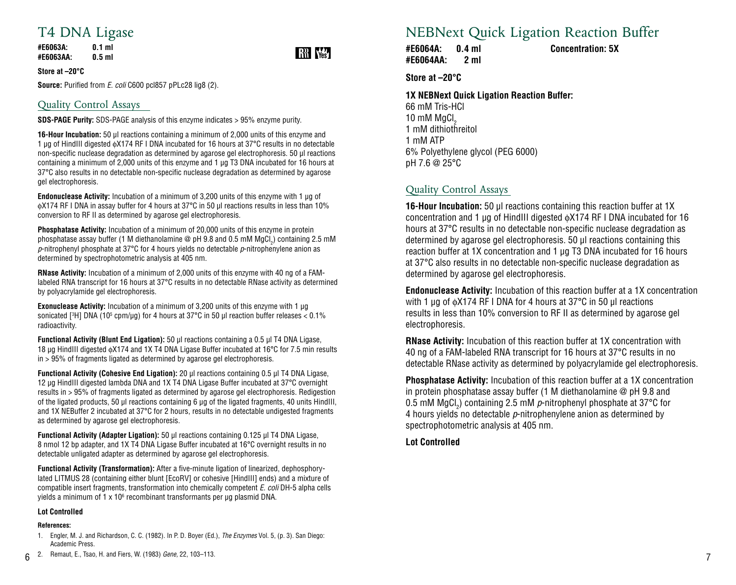# T4 DNA Ligase

**#E6063A: 0.1 ml**
**#E6063AA: 0.5 ml**

**Store at –20°C**

**Source:** Purified from *E. coli* C600 pcl857 pPLc28 lig8 (2).

## Quality Control Assays

**SDS-PAGE Purity:** SDS-PAGE analysis of this enzyme indicates > 95% enzyme purity.

**16-Hour Incubation:** 50 µl reactions containing a minimum of 2,000 units of this enzyme and 1 µg of HindIII digested ϕX174 RF I DNA incubated for 16 hours at 37°C results in no detectable non-specific nuclease degradation as determined by agarose gel electrophoresis. 50 µl reactions containing a minimum of 2,000 units of this enzyme and 1 µg T3 DNA incubated for 16 hours at 37°C also results in no detectable non-specific nuclease degradation as determined by agarose gel electrophoresis.

**Endonuclease Activity:** Incubation of a minimum of 3,200 units of this enzyme with 1 µg of ϕX174 RF I DNA in assay buffer for 4 hours at 37°C in 50 µl reactions results in less than 10% conversion to RF II as determined by agarose gel electrophoresis.

**Phosphatase Activity:** Incubation of a minimum of 20,000 units of this enzyme in protein phosphatase assay buffer (1 M diethanolamine @ pH 9.8 and 0.5 mM $MgCl_2$) containing 2.5 mM *p*-nitrophenyl phosphate at 37°C for 4 hours yields no detectable *p*-nitrophenylene anion as determined by spectrophotometric analysis at 405 nm.

**RNase Activity:** Incubation of a minimum of 2,000 units of this enzyme with 40 ng of a FAM-labeled RNA transcript for 16 hours at 37°C results in no detectable RNase activity as determined by polyacrylamide gel electrophoresis.

**Exonuclease Activity:** Incubation of a minimum of 3,200 units of this enzyme with 1 µg sonicated [$^3$H] DNA ($10^5$ cpm/µg) for 4 hours at 37°C in 50 µl reaction buffer releases < 0.1% radioactivity.

**Functional Activity (Blunt End Ligation):** 50 µl reactions containing a 0.5 µl T4 DNA Ligase, 18 µg HindIII digested ϕX174 and 1X T4 DNA Ligase Buffer incubated at 16°C for 7.5 min results in > 95% of fragments ligated as determined by agarose gel electrophoresis.

**Functional Activity (Cohesive End Ligation):** 20 µl reactions containing 0.5 µl T4 DNA Ligase, 12 µg HindIII digested lambda DNA and 1X T4 DNA Ligase Buffer incubated at 37°C overnight results in > 95% of fragments ligated as determined by agarose gel electrophoresis. Redigestion of the ligated products, 50 µl reactions containing 6 µg of the ligated fragments, 40 units HindIII, and 1X NEBuffer 2 incubated at 37°C for 2 hours, results in no detectable undigested fragments as determined by agarose gel electrophoresis.

**Functional Activity (Adapter Ligation):** 50 µl reactions containing 0.125 µl T4 DNA Ligase, 8 nmol 12 bp adapter, and 1X T4 DNA Ligase Buffer incubated at 16°C overnight results in no detectable unligated adapter as determined by agarose gel electrophoresis.

**Functional Activity (Transformation):** After a five-minute ligation of linearized, dephosphorylated LITMUS 28 (containing either blunt [EcoRV] or cohesive [HindIII] ends) and a mixture of compatible insert fragments, transformation into chemically competent *E. coli* DH-5 alpha cells yields a minimum of $1 \times 10^6$ recombinant transformants per µg plasmid DNA.

**Lot Controlled**

**References:**

1. Engler, M. J. and Richardson, C. C. (1982). In P. D. Boyer (Ed.), *The Enzymes* Vol. 5, (p. 3). San Diego: Academic Press.
2. Remaut, E., Tsao, H. and Fiers, W. (1983) *Gene,* 22, 103–113.

# NEBNext Quick Ligation Reaction Buffer

**#E6064A: 0.4 ml** **Concentration: 5X**
**#E6064AA: 2 ml**

**Store at –20°C**

**1X NEBNext Quick Ligation Reaction Buffer:**

66 mM Tris-HCl
10 mM $MgCl_2$
1 mM dithiothreitol
1 mM ATP
6% Polyethylene glycol (PEG 6000)
pH 7.6 @ 25°C

## Quality Control Assays

**16-Hour Incubation:** 50 µl reactions containing this reaction buffer at 1X concentration and 1 µg of HindIII digested ϕX174 RF I DNA incubated for 16 hours at 37°C results in no detectable non-specific nuclease degradation as determined by agarose gel electrophoresis. 50 µl reactions containing this reaction buffer at 1X concentration and 1 µg T3 DNA incubated for 16 hours at 37°C also results in no detectable non-specific nuclease degradation as determined by agarose gel electrophoresis.

**Endonuclease Activity:** Incubation of this reaction buffer at a 1X concentration with 1 µg of ϕX174 RF I DNA for 4 hours at 37°C in 50 µl reactions results in less than 10% conversion to RF II as determined by agarose gel electrophoresis.

**RNase Activity:** Incubation of this reaction buffer at 1X concentration with 40 ng of a FAM-labeled RNA transcript for 16 hours at 37°C results in no detectable RNase activity as determined by polyacrylamide gel electrophoresis.

**Phosphatase Activity:** Incubation of this reaction buffer at a 1X concentration in protein phosphatase assay buffer (1 M diethanolamine @ pH 9.8 and 0.5 mM $MgCl_2$) containing 2.5 mM *p*-nitrophenyl phosphate at 37°C for 4 hours yields no detectable *p*-nitrophenylene anion as determined by spectrophotometric analysis at 405 nm.

**Lot Controlled**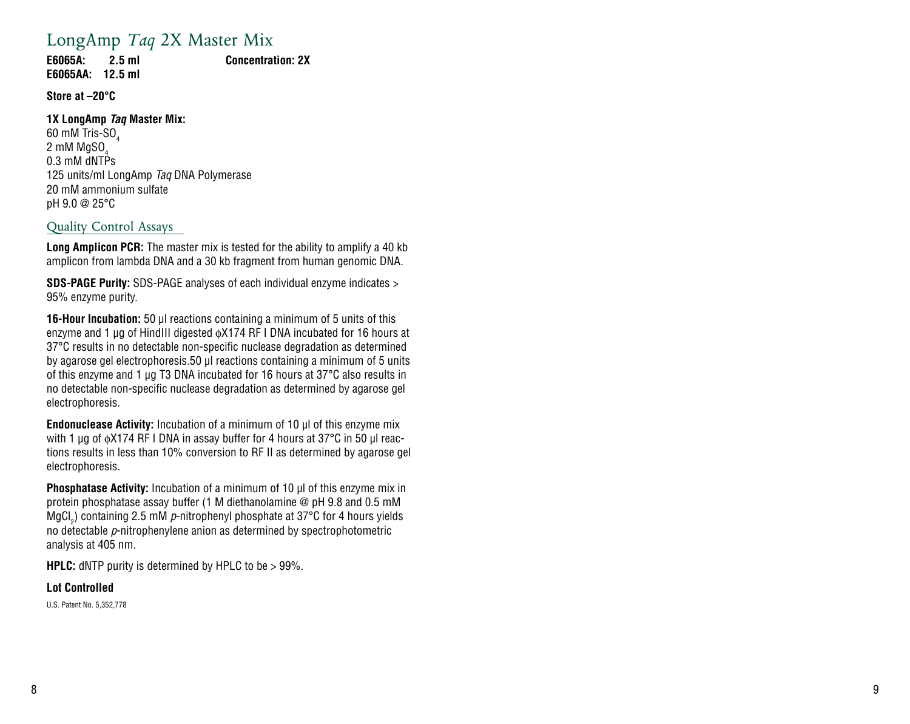# LongAmp *Taq* 2X Master Mix

**E6065A: 2.5 ml** **Concentration: 2X**
**E6065AA: 12.5 ml**

**Store at –20°C**

**1X LongAmp *Taq* Master Mix:**

60 mM Tris-$SO_4$
2 mM $MgSO_4$
0.3 mM dNTPs
125 units/ml LongAmp *Taq* DNA Polymerase
20 mM ammonium sulfate
pH 9.0 @ 25°C

## Quality Control Assays

**Long Amplicon PCR:** The master mix is tested for the ability to amplify a 40 kb amplicon from lambda DNA and a 30 kb fragment from human genomic DNA.

**SDS-PAGE Purity:** SDS-PAGE analyses of each individual enzyme indicates > 95% enzyme purity.

**16-Hour Incubation:** 50 µl reactions containing a minimum of 5 units of this enzyme and 1 µg of HindIII digested ϕX174 RF I DNA incubated for 16 hours at 37°C results in no detectable non-specific nuclease degradation as determined by agarose gel electrophoresis.50 µl reactions containing a minimum of 5 units of this enzyme and 1 µg T3 DNA incubated for 16 hours at 37°C also results in no detectable non-specific nuclease degradation as determined by agarose gel electrophoresis.

**Endonuclease Activity:** Incubation of a minimum of 10 µl of this enzyme mix with 1 µg of ϕX174 RF I DNA in assay buffer for 4 hours at 37°C in 50 µl reactions results in less than 10% conversion to RF II as determined by agarose gel electrophoresis.

**Phosphatase Activity:** Incubation of a minimum of 10 µl of this enzyme mix in protein phosphatase assay buffer (1 M diethanolamine @ pH 9.8 and 0.5 mM $MgCl_2$) containing 2.5 mM *p*-nitrophenyl phosphate at 37°C for 4 hours yields no detectable *p*-nitrophenylene anion as determined by spectrophotometric analysis at 405 nm.

**HPLC:** dNTP purity is determined by HPLC to be > 99%.

**Lot Controlled**

U.S. Patent No. 5,352,778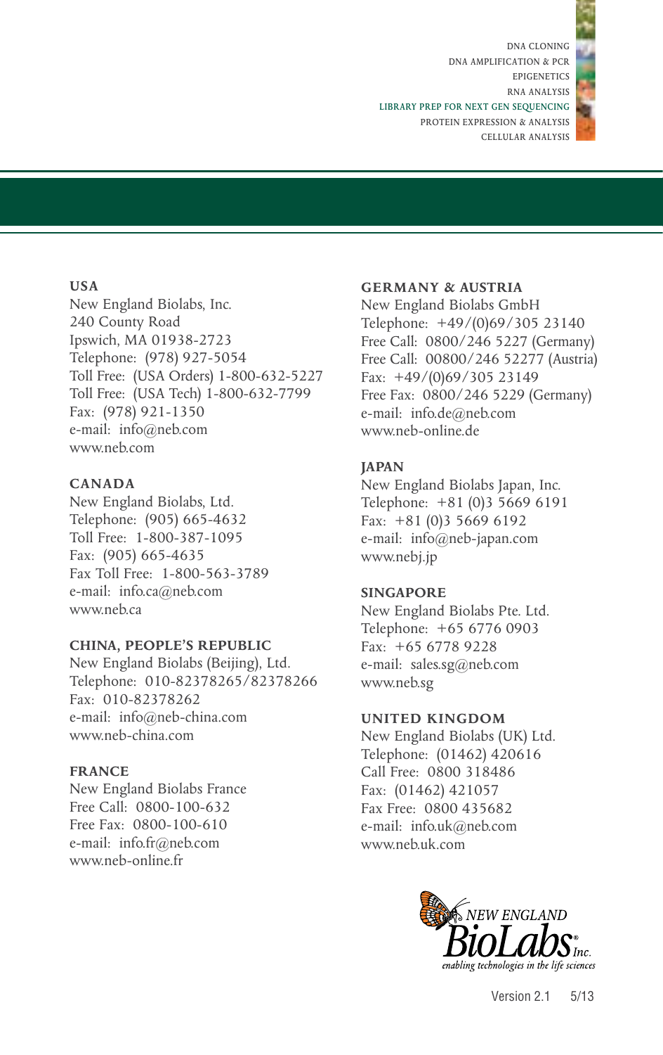DNA CLONING
DNA AMPLIFICATION & PCR
EPIGENETICS
RNA ANALYSIS
LIBRARY PREP FOR NEXT GEN SEQUENCING
PROTEIN EXPRESSION & ANALYSIS
CELLULAR ANALYSIS

**USA**
New England Biolabs, Inc.
240 County Road
Ipswich, MA 01938-2723
Telephone: (978) 927-5054
Toll Free: (USA Orders) 1-800-632-5227
Toll Free: (USA Tech) 1-800-632-7799
Fax: (978) 921-1350
e-mail: info@neb.com
www.neb.com

**CANADA**
New England Biolabs, Ltd.
Telephone: (905) 665-4632
Toll Free: 1-800-387-1095
Fax: (905) 665-4635
Fax Toll Free: 1-800-563-3789
e-mail: info.ca@neb.com
www.neb.ca

**CHINA, PEOPLE'S REPUBLIC**
New England Biolabs (Beijing), Ltd.
Telephone: 010-82378265/82378266
Fax: 010-82378262
e-mail: info@neb-china.com
www.neb-china.com

**FRANCE**
New England Biolabs France
Free Call: 0800-100-632
Free Fax: 0800-100-610
e-mail: info.fr@neb.com
www.neb-online.fr

**GERMANY & AUSTRIA**
New England Biolabs GmbH
Telephone: +49/(0)69/305 23140
Free Call: 0800/246 5227 (Germany)
Free Call: 00800/246 52277 (Austria)
Fax: +49/(0)69/305 23149
Free Fax: 0800/246 5229 (Germany)
e-mail: info.de@neb.com
www.neb-online.de

**JAPAN**
New England Biolabs Japan, Inc.
Telephone: +81 (0)3 5669 6191
Fax: +81 (0)3 5669 6192
e-mail: info@neb-japan.com
www.nebj.jp

**SINGAPORE**
New England Biolabs Pte. Ltd.
Telephone: +65 6776 0903
Fax: +65 6778 9228
e-mail: sales.sg@neb.com
www.neb.sg

**UNITED KINGDOM**
New England Biolabs (UK) Ltd.
Telephone: (01462) 420616
Call Free: 0800 318486
Fax: (01462) 421057
Fax Free: 0800 435682
e-mail: info.uk@neb.com
www.neb.uk.com

NEW ENGLAND BioLabs® Inc.
*enabling technologies in the life sciences*

Version 2.1 5/13